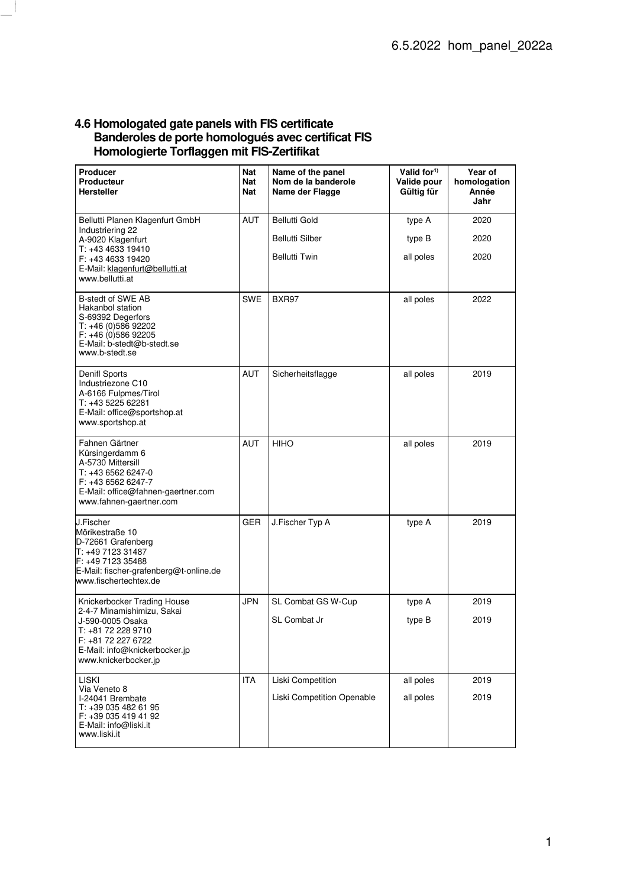## 4.6 Homologated gate panels with FIS certificate
## Banderoles de porte homologués avec certificat FIS
## Homologierte Torflaggen mit FIS-Zertifikat

| Producer<br>Producteur<br>Hersteller | Nat<br>Nat<br>Nat | Name of the panel<br>Nom de la banderole<br>Name der Flagge | Valid for[1)]<br>Valide pour<br>Gültig für | Year of homologation<br>Année<br>Jahr |
|---|---|---|---|---|
| Bellutti Planen Klagenfurt GmbH<br>Industriering 22<br>A-9020 Klagenfurt<br>T: +43 4633 19410<br>F: +43 4633 19420<br>E-Mail: klagenfurt@bellutti.at<br>www.bellutti.at | AUT | Bellutti Gold<br>Bellutti Silber<br>Bellutti Twin | type A<br>type B<br>all poles | 2020<br>2020<br>2020 |
| B-stedt of SWE AB<br>Hakanbol station<br>S-69392 Degerfors<br>T: +46 (0)586 92202<br>F: +46 (0)586 92205<br>E-Mail: b-stedt@b-stedt.se<br>www.b-stedt.se | SWE | BXR97 | all poles | 2022 |
| Denifl Sports<br>Industriezone C10<br>A-6166 Fulpmes/Tirol<br>T: +43 5225 62281<br>E-Mail: office@sportshop.at<br>www.sportshop.at | AUT | Sicherheitsflagge | all poles | 2019 |
| Fahnen Gärtner<br>Kürsingerdamm 6<br>A-5730 Mittersill<br>T: +43 6562 6247-0<br>F: +43 6562 6247-7<br>E-Mail: office@fahnen-gaertner.com<br>www.fahnen-gaertner.com | AUT | HIHO | all poles | 2019 |
| J.Fischer<br>Mörikestraße 10<br>D-72661 Grafenberg<br>T: +49 7123 31487<br>F: +49 7123 35488<br>E-Mail: fischer-grafenberg@t-online.de<br>www.fischertechtex.de | GER | J.Fischer Typ A | type A | 2019 |
| Knickerbocker Trading House<br>2-4-7 Minamishimizu, Sakai<br>J-590-0005 Osaka<br>T: +81 72 228 9710<br>F: +81 72 227 6722<br>E-Mail: info@knickerbocker.jp<br>www.knickerbocker.jp | JPN | SL Combat GS W-Cup<br>SL Combat Jr | type A<br>type B | 2019<br>2019 |
| LISKI<br>Via Veneto 8<br>I-24041 Brembate<br>T: +39 035 482 61 95<br>F: +39 035 419 41 92<br>E-Mail: info@liski.it<br>www.liski.it | ITA | Liski Competition<br>Liski Competition Openable | all poles<br>all poles | 2019<br>2019 |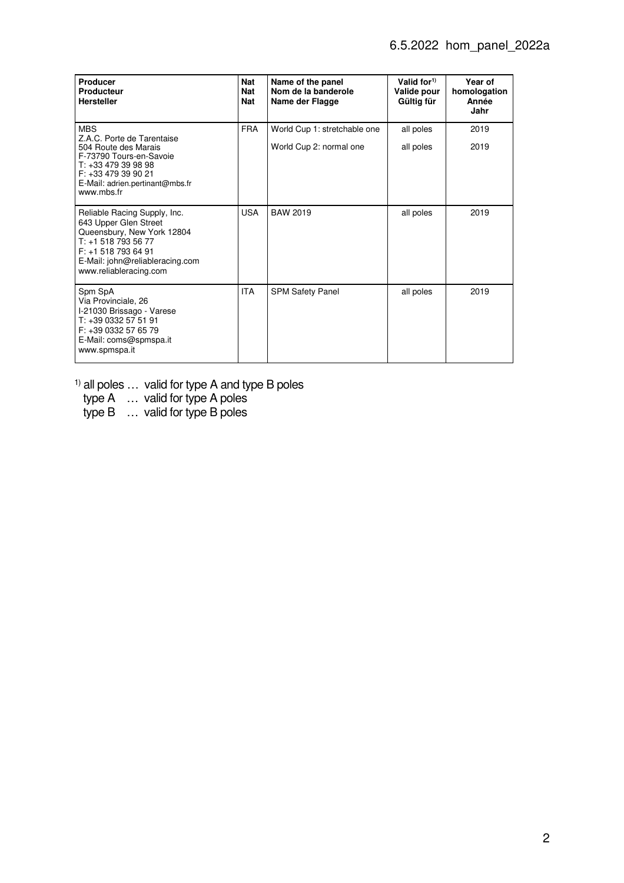| Producer<br>Producteur<br>Hersteller | Nat<br>Nat<br>Nat | Name of the panel<br>Nom de la banderole<br>Name der Flagge | Valid for[1]<br>Valide pour<br>Gültig für | Year of homologation<br>Année<br>Jahr |
|---|---|---|---|---|
| MBS<br>Z.A.C. Porte de Tarentaise<br>504 Route des Marais<br>F-73790 Tours-en-Savoie<br>T: +33 479 39 98 98<br>F: +33 479 39 90 21<br>E-Mail: adrien.pertinant@mbs.fr<br>www.mbs.fr | FRA | World Cup 1: stretchable one<br><br>World Cup 2: normal one | all poles<br><br>all poles | 2019<br><br>2019 |
| Reliable Racing Supply, Inc.<br>643 Upper Glen Street<br>Queensbury, New York 12804<br>T: +1 518 793 56 77<br>F: +1 518 793 64 91<br>E-Mail: john@reliableracing.com<br>www.reliableracing.com | USA | BAW 2019 | all poles | 2019 |
| Spm SpA<br>Via Provinciale, 26<br>I-21030 Brissago - Varese<br>T: +39 0332 57 51 91<br>F: +39 0332 57 65 79<br>E-Mail: coms@spmspa.it<br>www.spmspa.it | ITA | SPM Safety Panel | all poles | 2019 |

[1] all poles … valid for type A and type B poles
type A … valid for type A poles
type B … valid for type B poles